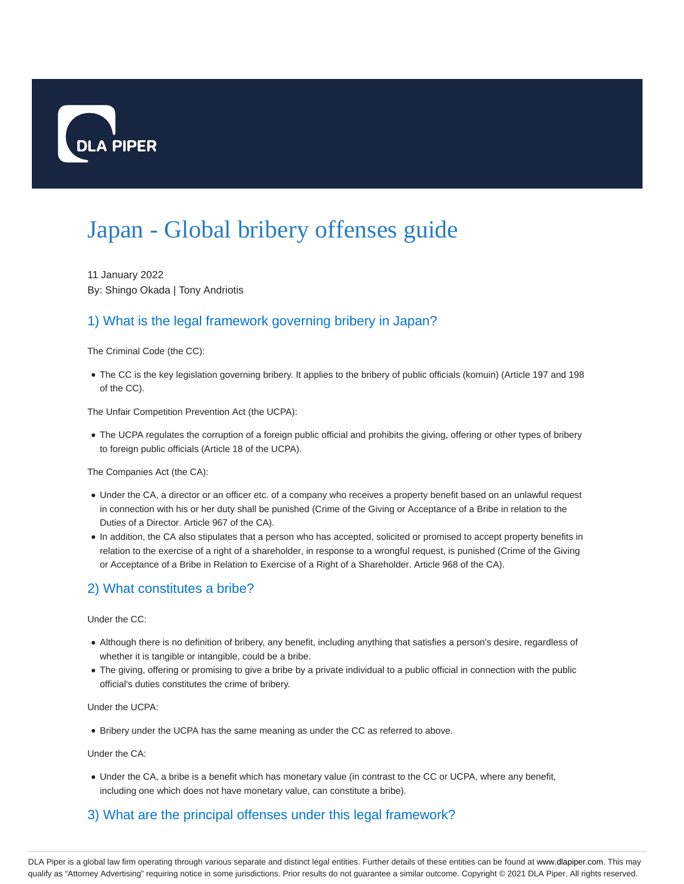DLA PIPER

# Japan - Global bribery offenses guide

11 January 2022
By: Shingo Okada | Tony Andriotis

## 1) What is the legal framework governing bribery in Japan?

The Criminal Code (the CC):

- The CC is the key legislation governing bribery. It applies to the bribery of public officials (komuin) (Article 197 and 198 of the CC).

The Unfair Competition Prevention Act (the UCPA):

- The UCPA regulates the corruption of a foreign public official and prohibits the giving, offering or other types of bribery to foreign public officials (Article 18 of the UCPA).

The Companies Act (the CA):

- Under the CA, a director or an officer etc. of a company who receives a property benefit based on an unlawful request in connection with his or her duty shall be punished (Crime of the Giving or Acceptance of a Bribe in relation to the Duties of a Director. Article 967 of the CA).
- In addition, the CA also stipulates that a person who has accepted, solicited or promised to accept property benefits in relation to the exercise of a right of a shareholder, in response to a wrongful request, is punished (Crime of the Giving or Acceptance of a Bribe in Relation to Exercise of a Right of a Shareholder. Article 968 of the CA).

## 2) What constitutes a bribe?

Under the CC:

- Although there is no definition of bribery, any benefit, including anything that satisfies a person's desire, regardless of whether it is tangible or intangible, could be a bribe.
- The giving, offering or promising to give a bribe by a private individual to a public official in connection with the public official's duties constitutes the crime of bribery.

Under the UCPA:

- Bribery under the UCPA has the same meaning as under the CC as referred to above.

Under the CA:

- Under the CA, a bribe is a benefit which has monetary value (in contrast to the CC or UCPA, where any benefit, including one which does not have monetary value, can constitute a bribe).

## 3) What are the principal offenses under this legal framework?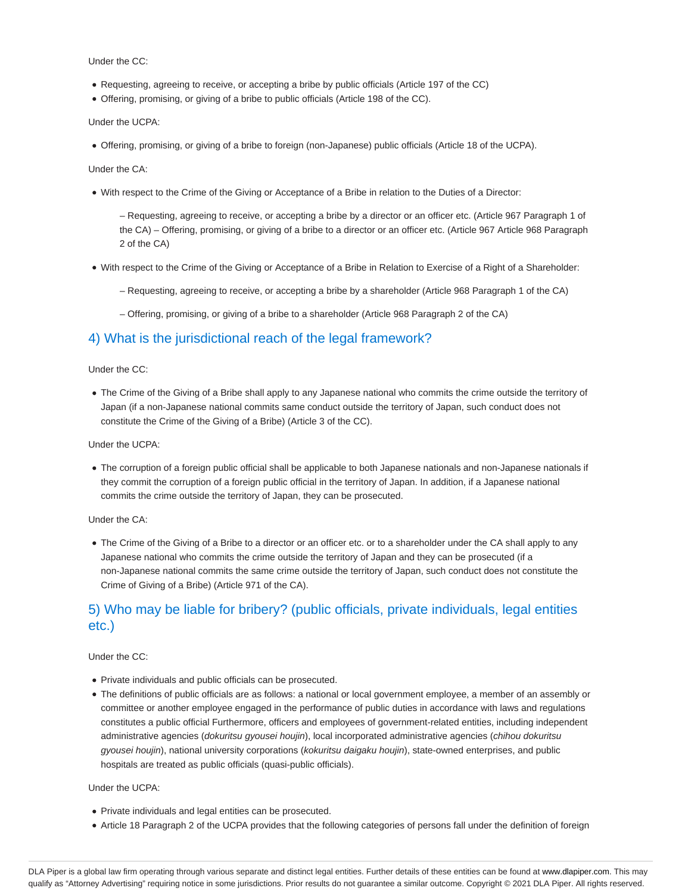Under the CC:

- Requesting, agreeing to receive, or accepting a bribe by public officials (Article 197 of the CC)
- Offering, promising, or giving of a bribe to public officials (Article 198 of the CC).

Under the UCPA:

- Offering, promising, or giving of a bribe to foreign (non-Japanese) public officials (Article 18 of the UCPA).

Under the CA:

- With respect to the Crime of the Giving or Acceptance of a Bribe in relation to the Duties of a Director:

  – Requesting, agreeing to receive, or accepting a bribe by a director or an officer etc. (Article 967 Paragraph 1 of the CA) – Offering, promising, or giving of a bribe to a director or an officer etc. (Article 967 Article 968 Paragraph 2 of the CA)

- With respect to the Crime of the Giving or Acceptance of a Bribe in Relation to Exercise of a Right of a Shareholder:

  – Requesting, agreeing to receive, or accepting a bribe by a shareholder (Article 968 Paragraph 1 of the CA)

  – Offering, promising, or giving of a bribe to a shareholder (Article 968 Paragraph 2 of the CA)

## 4) What is the jurisdictional reach of the legal framework?

Under the CC:

- The Crime of the Giving of a Bribe shall apply to any Japanese national who commits the crime outside the territory of Japan (if a non-Japanese national commits same conduct outside the territory of Japan, such conduct does not constitute the Crime of the Giving of a Bribe) (Article 3 of the CC).

Under the UCPA:

- The corruption of a foreign public official shall be applicable to both Japanese nationals and non-Japanese nationals if they commit the corruption of a foreign public official in the territory of Japan. In addition, if a Japanese national commits the crime outside the territory of Japan, they can be prosecuted.

Under the CA:

- The Crime of the Giving of a Bribe to a director or an officer etc. or to a shareholder under the CA shall apply to any Japanese national who commits the crime outside the territory of Japan and they can be prosecuted (if a non-Japanese national commits the same crime outside the territory of Japan, such conduct does not constitute the Crime of Giving of a Bribe) (Article 971 of the CA).

## 5) Who may be liable for bribery? (public officials, private individuals, legal entities etc.)

Under the CC:

- Private individuals and public officials can be prosecuted.
- The definitions of public officials are as follows: a national or local government employee, a member of an assembly or committee or another employee engaged in the performance of public duties in accordance with laws and regulations constitutes a public official Furthermore, officers and employees of government-related entities, including independent administrative agencies (*dokuritsu gyousei houjin*), local incorporated administrative agencies (*chihou dokuritsu gyousei houjin*), national university corporations (*kokuritsu daigaku houjin*), state-owned enterprises, and public hospitals are treated as public officials (quasi-public officials).

Under the UCPA:

- Private individuals and legal entities can be prosecuted.
- Article 18 Paragraph 2 of the UCPA provides that the following categories of persons fall under the definition of foreign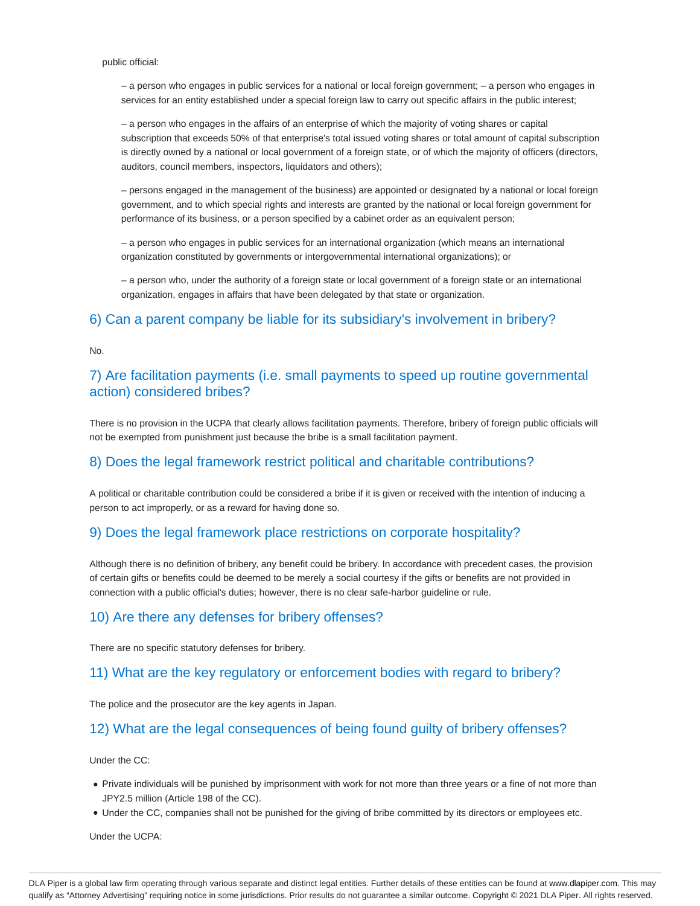public official:

– a person who engages in public services for a national or local foreign government; – a person who engages in services for an entity established under a special foreign law to carry out specific affairs in the public interest;

– a person who engages in the affairs of an enterprise of which the majority of voting shares or capital subscription that exceeds 50% of that enterprise's total issued voting shares or total amount of capital subscription is directly owned by a national or local government of a foreign state, or of which the majority of officers (directors, auditors, council members, inspectors, liquidators and others);

– persons engaged in the management of the business) are appointed or designated by a national or local foreign government, and to which special rights and interests are granted by the national or local foreign government for performance of its business, or a person specified by a cabinet order as an equivalent person;

– a person who engages in public services for an international organization (which means an international organization constituted by governments or intergovernmental international organizations); or

– a person who, under the authority of a foreign state or local government of a foreign state or an international organization, engages in affairs that have been delegated by that state or organization.

## 6) Can a parent company be liable for its subsidiary's involvement in bribery?

No.

## 7) Are facilitation payments (i.e. small payments to speed up routine governmental action) considered bribes?

There is no provision in the UCPA that clearly allows facilitation payments. Therefore, bribery of foreign public officials will not be exempted from punishment just because the bribe is a small facilitation payment.

## 8) Does the legal framework restrict political and charitable contributions?

A political or charitable contribution could be considered a bribe if it is given or received with the intention of inducing a person to act improperly, or as a reward for having done so.

## 9) Does the legal framework place restrictions on corporate hospitality?

Although there is no definition of bribery, any benefit could be bribery. In accordance with precedent cases, the provision of certain gifts or benefits could be deemed to be merely a social courtesy if the gifts or benefits are not provided in connection with a public official's duties; however, there is no clear safe-harbor guideline or rule.

## 10) Are there any defenses for bribery offenses?

There are no specific statutory defenses for bribery.

## 11) What are the key regulatory or enforcement bodies with regard to bribery?

The police and the prosecutor are the key agents in Japan.

## 12) What are the legal consequences of being found guilty of bribery offenses?

Under the CC:

- Private individuals will be punished by imprisonment with work for not more than three years or a fine of not more than JPY2.5 million (Article 198 of the CC).
- Under the CC, companies shall not be punished for the giving of bribe committed by its directors or employees etc.

Under the UCPA: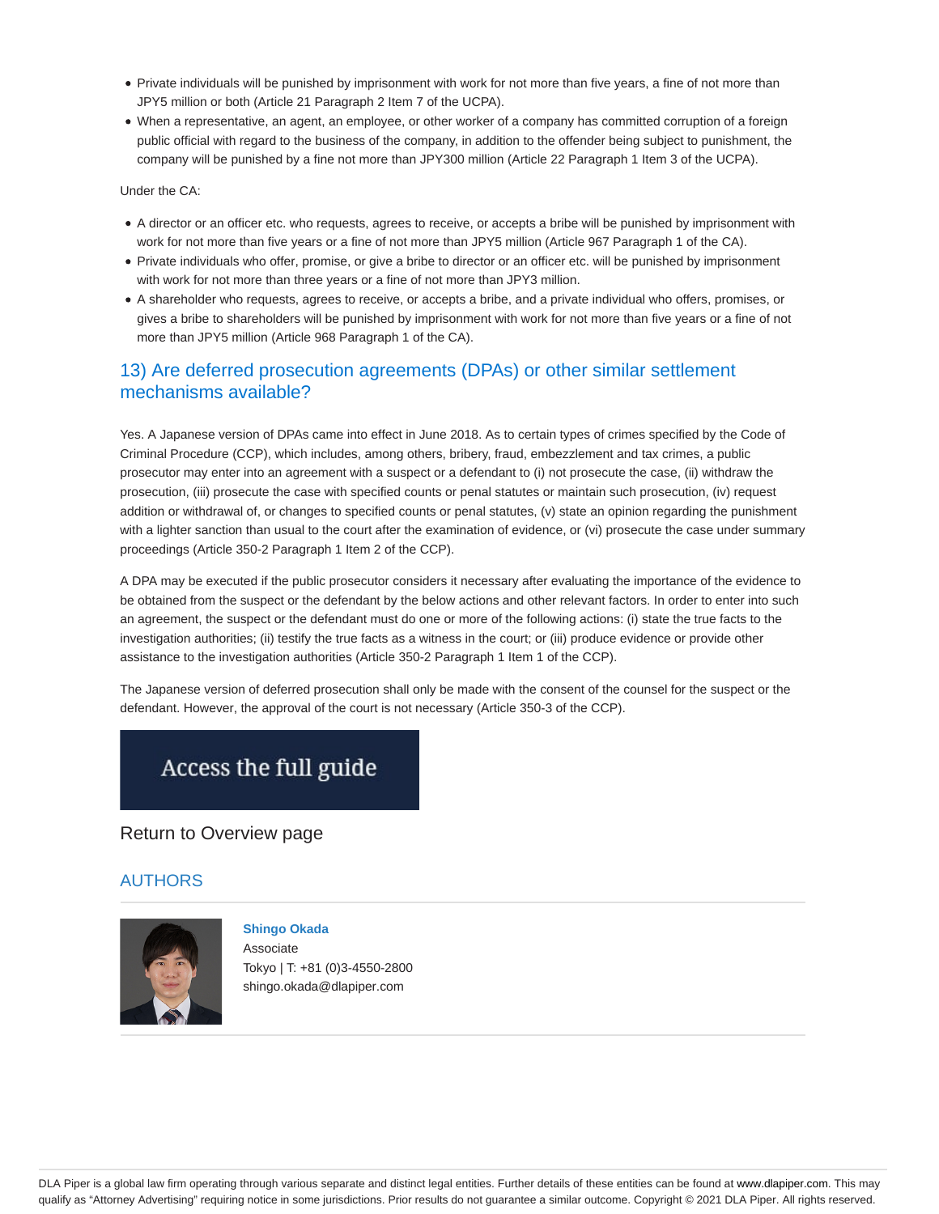- Private individuals will be punished by imprisonment with work for not more than five years, a fine of not more than JPY5 million or both (Article 21 Paragraph 2 Item 7 of the UCPA).
- When a representative, an agent, an employee, or other worker of a company has committed corruption of a foreign public official with regard to the business of the company, in addition to the offender being subject to punishment, the company will be punished by a fine not more than JPY300 million (Article 22 Paragraph 1 Item 3 of the UCPA).

Under the CA:

- A director or an officer etc. who requests, agrees to receive, or accepts a bribe will be punished by imprisonment with work for not more than five years or a fine of not more than JPY5 million (Article 967 Paragraph 1 of the CA).
- Private individuals who offer, promise, or give a bribe to director or an officer etc. will be punished by imprisonment with work for not more than three years or a fine of not more than JPY3 million.
- A shareholder who requests, agrees to receive, or accepts a bribe, and a private individual who offers, promises, or gives a bribe to shareholders will be punished by imprisonment with work for not more than five years or a fine of not more than JPY5 million (Article 968 Paragraph 1 of the CA).

## 13) Are deferred prosecution agreements (DPAs) or other similar settlement mechanisms available?

Yes. A Japanese version of DPAs came into effect in June 2018. As to certain types of crimes specified by the Code of Criminal Procedure (CCP), which includes, among others, bribery, fraud, embezzlement and tax crimes, a public prosecutor may enter into an agreement with a suspect or a defendant to (i) not prosecute the case, (ii) withdraw the prosecution, (iii) prosecute the case with specified counts or penal statutes or maintain such prosecution, (iv) request addition or withdrawal of, or changes to specified counts or penal statutes, (v) state an opinion regarding the punishment with a lighter sanction than usual to the court after the examination of evidence, or (vi) prosecute the case under summary proceedings (Article 350-2 Paragraph 1 Item 2 of the CCP).

A DPA may be executed if the public prosecutor considers it necessary after evaluating the importance of the evidence to be obtained from the suspect or the defendant by the below actions and other relevant factors. In order to enter into such an agreement, the suspect or the defendant must do one or more of the following actions: (i) state the true facts to the investigation authorities; (ii) testify the true facts as a witness in the court; or (iii) produce evidence or provide other assistance to the investigation authorities (Article 350-2 Paragraph 1 Item 1 of the CCP).

The Japanese version of deferred prosecution shall only be made with the consent of the counsel for the suspect or the defendant. However, the approval of the court is not necessary (Article 350-3 of the CCP).

Access the full guide

Return to Overview page

## AUTHORS

**Shingo Okada**
Associate
Tokyo | T: +81 (0)3-4550-2800
shingo.okada@dlapiper.com

DLA Piper is a global law firm operating through various separate and distinct legal entities. Further details of these entities can be found at www.dlapiper.com. This may qualify as "Attorney Advertising" requiring notice in some jurisdictions. Prior results do not guarantee a similar outcome. Copyright © 2021 DLA Piper. All rights reserved.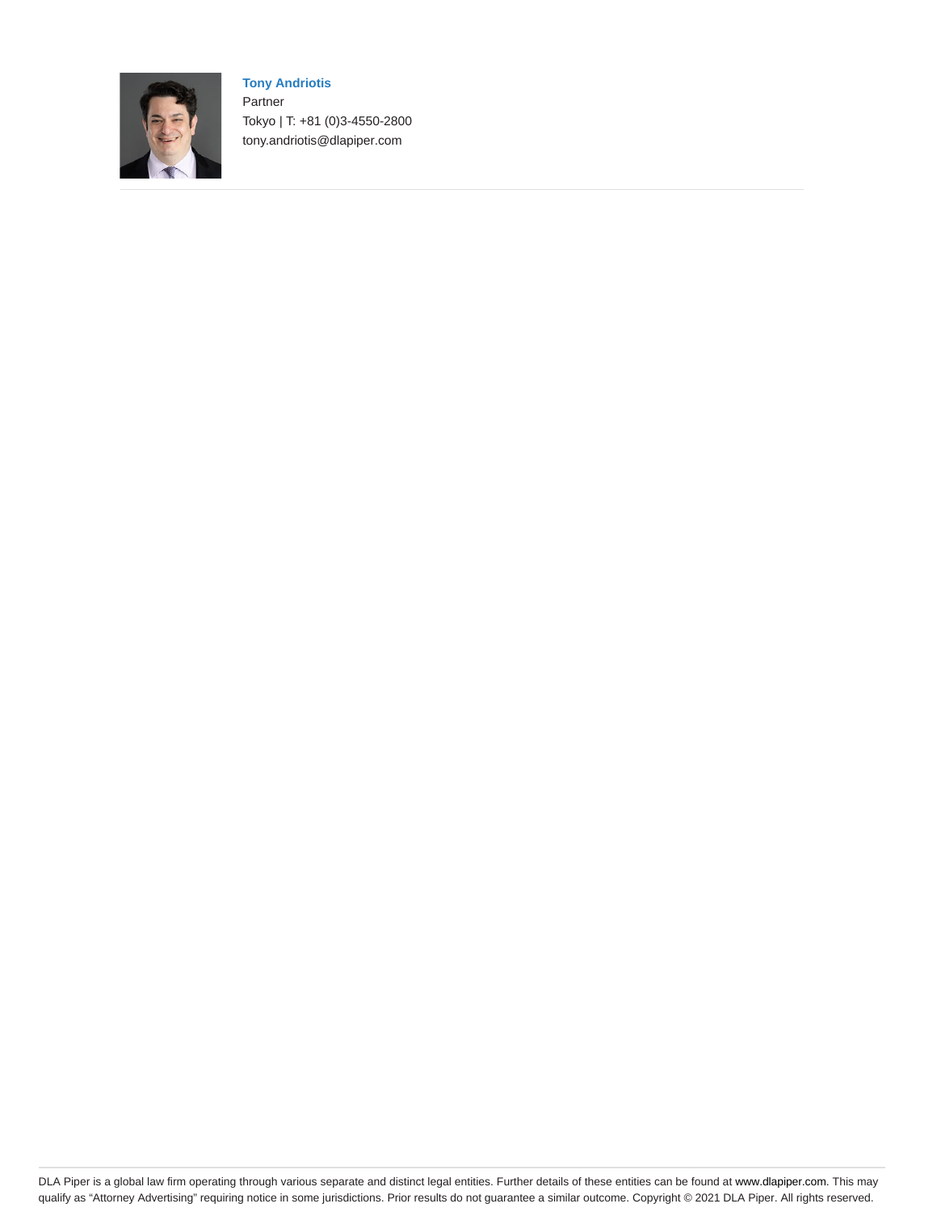**Tony Andriotis**
Partner
Tokyo | T: +81 (0)3-4550-2800
tony.andriotis@dlapiper.com

---

DLA Piper is a global law firm operating through various separate and distinct legal entities. Further details of these entities can be found at www.dlapiper.com. This may qualify as "Attorney Advertising" requiring notice in some jurisdictions. Prior results do not guarantee a similar outcome. Copyright © 2021 DLA Piper. All rights reserved.